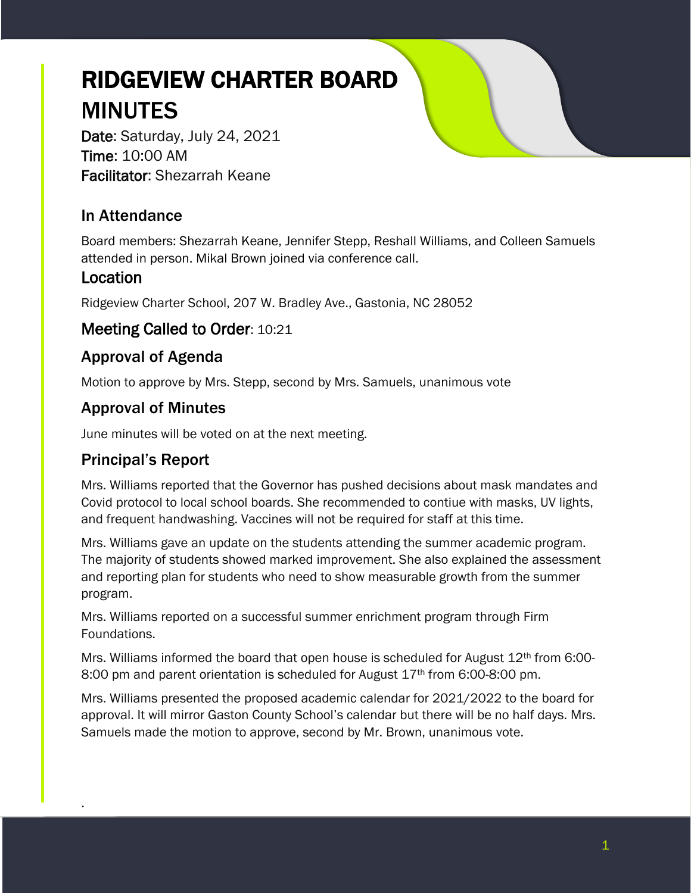# RIDGEVIEW CHARTER BOARD MINUTES

**Date**: Saturday, July 24, 2021
**Time**: 10:00 AM
**Facilitator**: Shezarrah Keane

## In Attendance

Board members: Shezarrah Keane, Jennifer Stepp, Reshall Williams, and Colleen Samuels attended in person. Mikal Brown joined via conference call.

## Location

Ridgeview Charter School, 207 W. Bradley Ave., Gastonia, NC 28052

## Meeting Called to Order: 10:21

## Approval of Agenda

Motion to approve by Mrs. Stepp, second by Mrs. Samuels, unanimous vote

## Approval of Minutes

June minutes will be voted on at the next meeting.

## Principal's Report

Mrs. Williams reported that the Governor has pushed decisions about mask mandates and Covid protocol to local school boards. She recommended to contiue with masks, UV lights, and frequent handwashing. Vaccines will not be required for staff at this time.

Mrs. Williams gave an update on the students attending the summer academic program. The majority of students showed marked improvement. She also explained the assessment and reporting plan for students who need to show measurable growth from the summer program.

Mrs. Williams reported on a successful summer enrichment program through Firm Foundations.

Mrs. Williams informed the board that open house is scheduled for August 12th from 6:00-8:00 pm and parent orientation is scheduled for August 17th from 6:00-8:00 pm.

Mrs. Williams presented the proposed academic calendar for 2021/2022 to the board for approval. It will mirror Gaston County School's calendar but there will be no half days. Mrs. Samuels made the motion to approve, second by Mr. Brown, unanimous vote.

.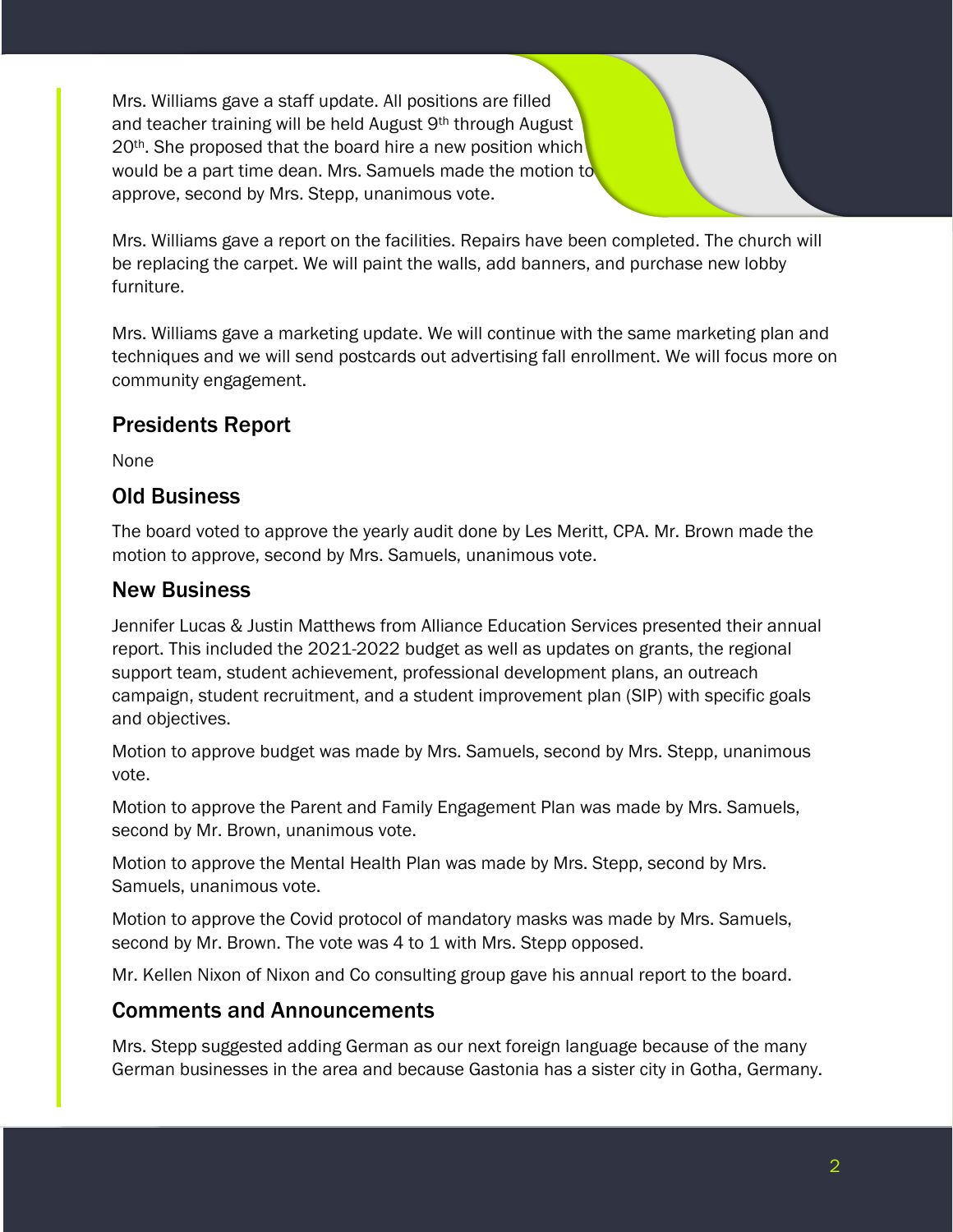Mrs. Williams gave a staff update. All positions are filled and teacher training will be held August 9th through August 20th. She proposed that the board hire a new position which would be a part time dean. Mrs. Samuels made the motion to approve, second by Mrs. Stepp, unanimous vote.

Mrs. Williams gave a report on the facilities. Repairs have been completed. The church will be replacing the carpet. We will paint the walls, add banners, and purchase new lobby furniture.

Mrs. Williams gave a marketing update. We will continue with the same marketing plan and techniques and we will send postcards out advertising fall enrollment. We will focus more on community engagement.

## Presidents Report

None

## Old Business

The board voted to approve the yearly audit done by Les Meritt, CPA. Mr. Brown made the motion to approve, second by Mrs. Samuels, unanimous vote.

## New Business

Jennifer Lucas & Justin Matthews from Alliance Education Services presented their annual report. This included the 2021-2022 budget as well as updates on grants, the regional support team, student achievement, professional development plans, an outreach campaign, student recruitment, and a student improvement plan (SIP) with specific goals and objectives.

Motion to approve budget was made by Mrs. Samuels, second by Mrs. Stepp, unanimous vote.

Motion to approve the Parent and Family Engagement Plan was made by Mrs. Samuels, second by Mr. Brown, unanimous vote.

Motion to approve the Mental Health Plan was made by Mrs. Stepp, second by Mrs. Samuels, unanimous vote.

Motion to approve the Covid protocol of mandatory masks was made by Mrs. Samuels, second by Mr. Brown. The vote was 4 to 1 with Mrs. Stepp opposed.

Mr. Kellen Nixon of Nixon and Co consulting group gave his annual report to the board.

## Comments and Announcements

Mrs. Stepp suggested adding German as our next foreign language because of the many German businesses in the area and because Gastonia has a sister city in Gotha, Germany.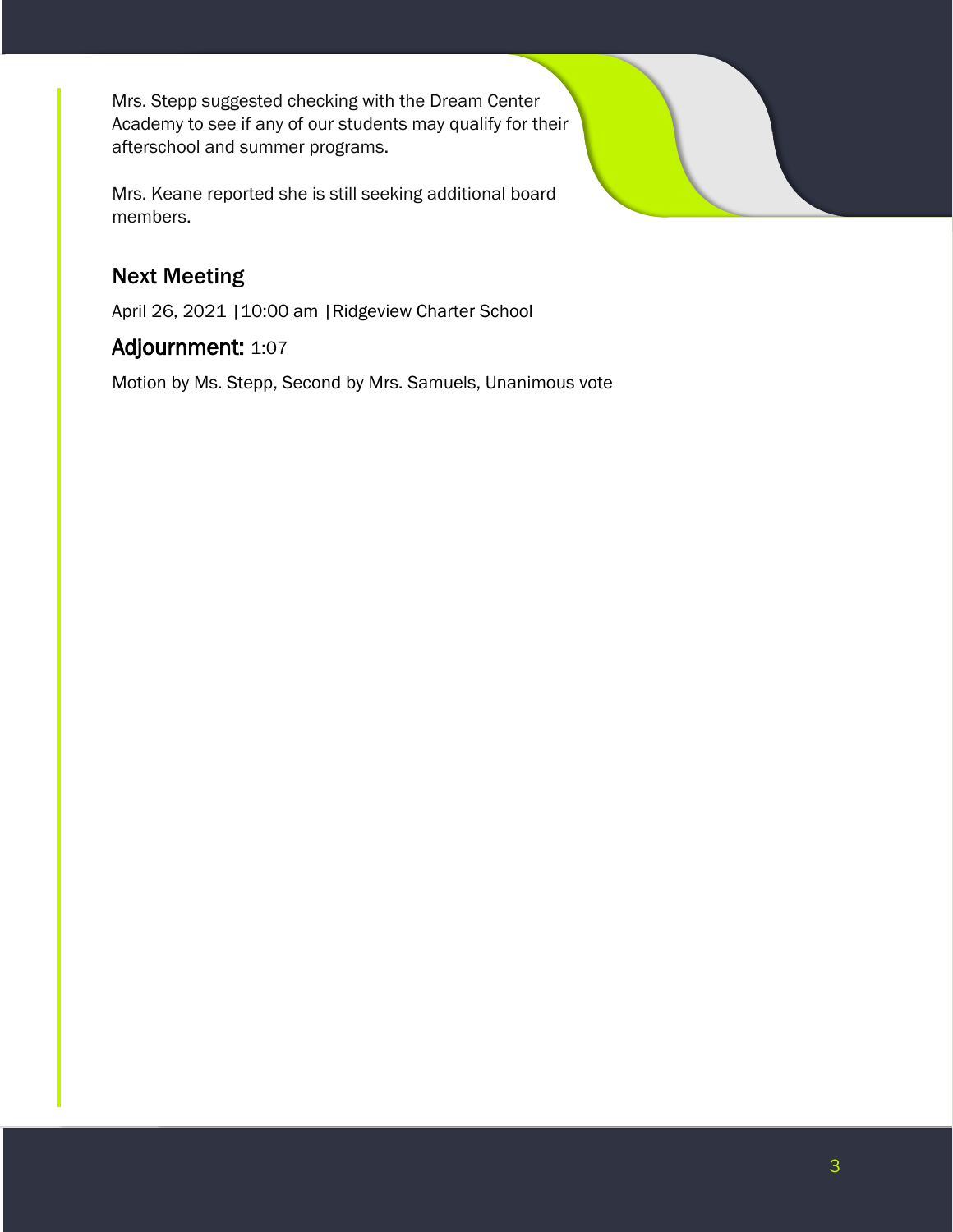Mrs. Stepp suggested checking with the Dream Center Academy to see if any of our students may qualify for their afterschool and summer programs.

Mrs. Keane reported she is still seeking additional board members.

## Next Meeting

April 26, 2021 |10:00 am |Ridgeview Charter School

## Adjournment: 1:07

Motion by Ms. Stepp, Second by Mrs. Samuels, Unanimous vote